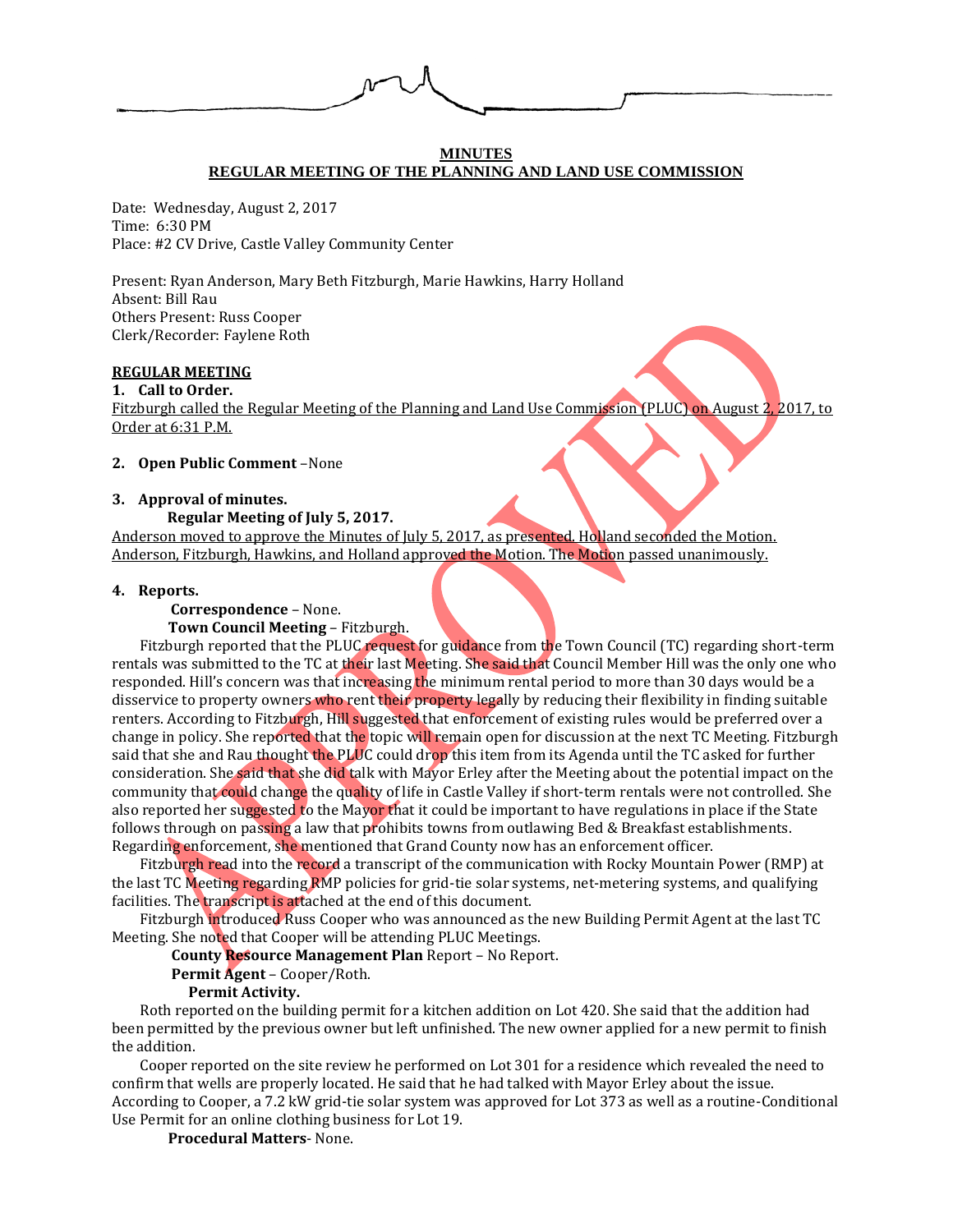**MINUTES**

**REGULAR MEETING OF THE PLANNING AND LAND USE COMMISSION**

Date: Wednesday, August 2, 2017
Time: 6:30 PM
Place: #2 CV Drive, Castle Valley Community Center

Present: Ryan Anderson, Mary Beth Fitzburgh, Marie Hawkins, Harry Holland
Absent: Bill Rau
Others Present: Russ Cooper
Clerk/Recorder: Faylene Roth

**REGULAR MEETING**

**1. Call to Order.**

Fitzburgh called the Regular Meeting of the Planning and Land Use Commission (PLUC) on August 2, 2017, to Order at 6:31 P.M.

**2. Open Public Comment** –None

**3. Approval of minutes.**

**Regular Meeting of July 5, 2017.**

Anderson moved to approve the Minutes of July 5, 2017, as presented. Holland seconded the Motion. Anderson, Fitzburgh, Hawkins, and Holland approved the Motion. The Motion passed unanimously.

**4. Reports.**

**Correspondence** – None.

**Town Council Meeting** – Fitzburgh.

Fitzburgh reported that the PLUC request for guidance from the Town Council (TC) regarding short-term rentals was submitted to the TC at their last Meeting. She said that Council Member Hill was the only one who responded. Hill's concern was that increasing the minimum rental period to more than 30 days would be a disservice to property owners who rent their property legally by reducing their flexibility in finding suitable renters. According to Fitzburgh, Hill suggested that enforcement of existing rules would be preferred over a change in policy. She reported that the topic will remain open for discussion at the next TC Meeting. Fitzburgh said that she and Rau thought the PLUC could drop this item from its Agenda until the TC asked for further consideration. She said that she did talk with Mayor Erley after the Meeting about the potential impact on the community that could change the quality of life in Castle Valley if short-term rentals were not controlled. She also reported her suggested to the Mayor that it could be important to have regulations in place if the State follows through on passing a law that prohibits towns from outlawing Bed & Breakfast establishments. Regarding enforcement, she mentioned that Grand County now has an enforcement officer.

Fitzburgh read into the record a transcript of the communication with Rocky Mountain Power (RMP) at the last TC Meeting regarding RMP policies for grid-tie solar systems, net-metering systems, and qualifying facilities. The transcript is attached at the end of this document.

Fitzburgh introduced Russ Cooper who was announced as the new Building Permit Agent at the last TC Meeting. She noted that Cooper will be attending PLUC Meetings.

**County Resource Management Plan** Report – No Report.

**Permit Agent** – Cooper/Roth.

**Permit Activity.**

Roth reported on the building permit for a kitchen addition on Lot 420. She said that the addition had been permitted by the previous owner but left unfinished. The new owner applied for a new permit to finish the addition.

Cooper reported on the site review he performed on Lot 301 for a residence which revealed the need to confirm that wells are properly located. He said that he had talked with Mayor Erley about the issue. According to Cooper, a 7.2 kW grid-tie solar system was approved for Lot 373 as well as a routine-Conditional Use Permit for an online clothing business for Lot 19.

**Procedural Matters**- None.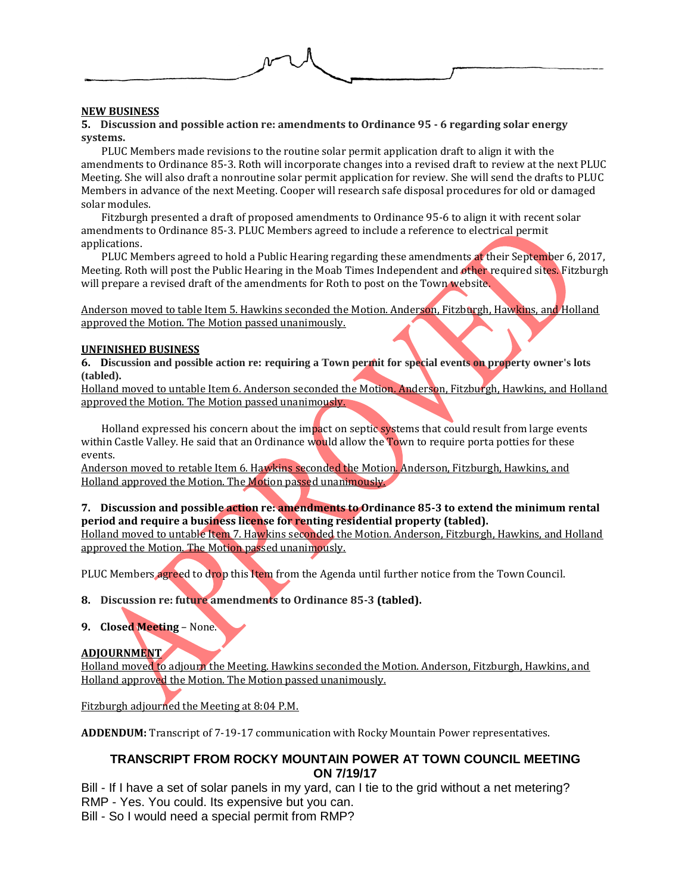**NEW BUSINESS**

**5. Discussion and possible action re: amendments to Ordinance 95 - 6 regarding solar energy systems.**

PLUC Members made revisions to the routine solar permit application draft to align it with the amendments to Ordinance 85-3. Roth will incorporate changes into a revised draft to review at the next PLUC Meeting. She will also draft a nonroutine solar permit application for review. She will send the drafts to PLUC Members in advance of the next Meeting. Cooper will research safe disposal procedures for old or damaged solar modules.

Fitzburgh presented a draft of proposed amendments to Ordinance 95-6 to align it with recent solar amendments to Ordinance 85-3. PLUC Members agreed to include a reference to electrical permit applications.

PLUC Members agreed to hold a Public Hearing regarding these amendments at their September 6, 2017, Meeting. Roth will post the Public Hearing in the Moab Times Independent and other required sites. Fitzburgh will prepare a revised draft of the amendments for Roth to post on the Town website.

Anderson moved to table Item 5. Hawkins seconded the Motion. Anderson, Fitzburgh, Hawkins, and Holland approved the Motion. The Motion passed unanimously.

**UNFINISHED BUSINESS**

**6. Discussion and possible action re: requiring a Town permit for special events on property owner's lots (tabled).**

Holland moved to untable Item 6. Anderson seconded the Motion. Anderson, Fitzburgh, Hawkins, and Holland approved the Motion. The Motion passed unanimously.

Holland expressed his concern about the impact on septic systems that could result from large events within Castle Valley. He said that an Ordinance would allow the Town to require porta potties for these events.

Anderson moved to retable Item 6. Hawkins seconded the Motion. Anderson, Fitzburgh, Hawkins, and Holland approved the Motion. The Motion passed unanimously.

**7. Discussion and possible action re: amendments to Ordinance 85-3 to extend the minimum rental period and require a business license for renting residential property (tabled).**

Holland moved to untable Item 7. Hawkins seconded the Motion. Anderson, Fitzburgh, Hawkins, and Holland approved the Motion. The Motion passed unanimously.

PLUC Members agreed to drop this Item from the Agenda until further notice from the Town Council.

**8. Discussion re: future amendments to Ordinance 85-3 (tabled).**

**9. Closed Meeting** – None.

**ADJOURNMENT**

Holland moved to adjourn the Meeting. Hawkins seconded the Motion. Anderson, Fitzburgh, Hawkins, and Holland approved the Motion. The Motion passed unanimously.

Fitzburgh adjourned the Meeting at 8:04 P.M.

**ADDENDUM:** Transcript of 7-19-17 communication with Rocky Mountain Power representatives.

## TRANSCRIPT FROM ROCKY MOUNTAIN POWER AT TOWN COUNCIL MEETING ON 7/19/17

Bill - If I have a set of solar panels in my yard, can I tie to the grid without a net metering?

RMP - Yes. You could. Its expensive but you can.

Bill - So I would need a special permit from RMP?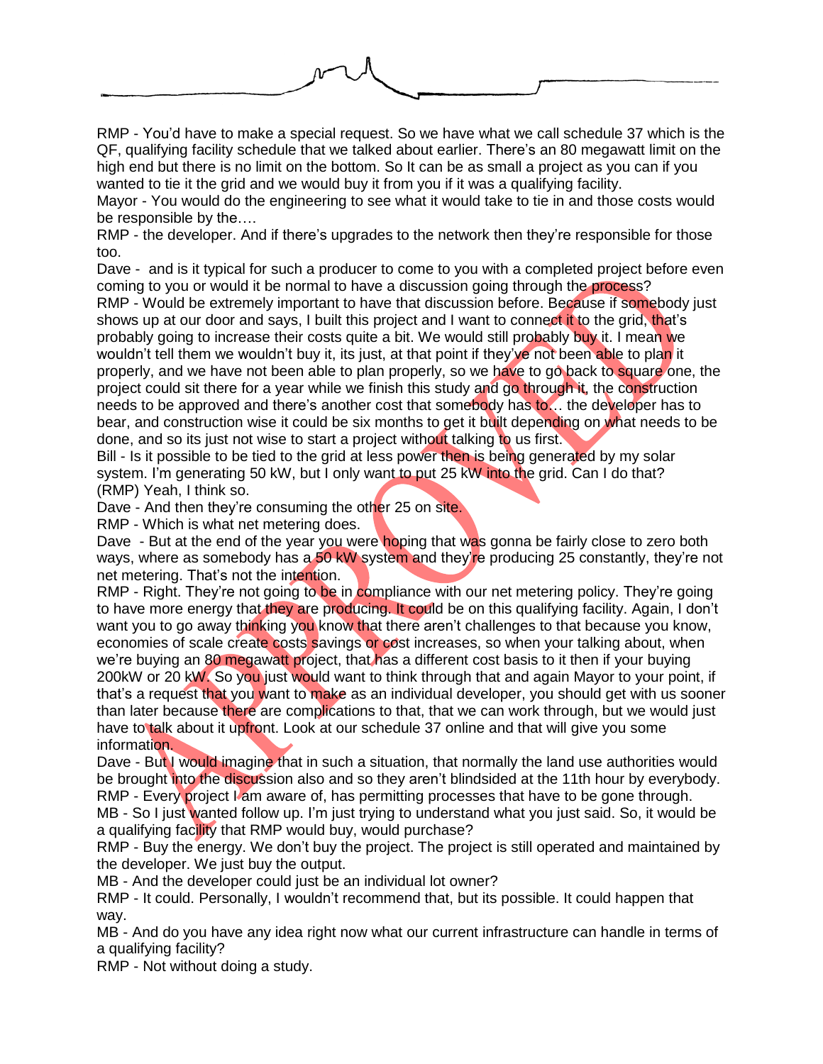RMP - You'd have to make a special request. So we have what we call schedule 37 which is the QF, qualifying facility schedule that we talked about earlier. There's an 80 megawatt limit on the high end but there is no limit on the bottom. So It can be as small a project as you can if you wanted to tie it the grid and we would buy it from you if it was a qualifying facility.

Mayor - You would do the engineering to see what it would take to tie in and those costs would be responsible by the….

RMP - the developer. And if there's upgrades to the network then they're responsible for those too.

Dave - and is it typical for such a producer to come to you with a completed project before even coming to you or would it be normal to have a discussion going through the process?

RMP - Would be extremely important to have that discussion before. Because if somebody just shows up at our door and says, I built this project and I want to connect it to the grid, that's probably going to increase their costs quite a bit. We would still probably buy it. I mean we wouldn't tell them we wouldn't buy it, its just, at that point if they've not been able to plan it properly, and we have not been able to plan properly, so we have to go back to square one, the project could sit there for a year while we finish this study and go through it, the construction needs to be approved and there's another cost that somebody has to… the developer has to bear, and construction wise it could be six months to get it built depending on what needs to be done, and so its just not wise to start a project without talking to us first.

Bill - Is it possible to be tied to the grid at less power then is being generated by my solar system. I'm generating 50 kW, but I only want to put 25 kW into the grid. Can I do that?

(RMP) Yeah, I think so.

Dave - And then they're consuming the other 25 on site.

RMP - Which is what net metering does.

Dave - But at the end of the year you were hoping that was gonna be fairly close to zero both ways, where as somebody has a 50 kW system and they're producing 25 constantly, they're not net metering. That's not the intention.

RMP - Right. They're not going to be in compliance with our net metering policy. They're going to have more energy that they are producing. It could be on this qualifying facility. Again, I don't want you to go away thinking you know that there aren't challenges to that because you know, economies of scale create costs savings or cost increases, so when your talking about, when we're buying an 80 megawatt project, that has a different cost basis to it then if your buying 200kW or 20 kW. So you just would want to think through that and again Mayor to your point, if that's a request that you want to make as an individual developer, you should get with us sooner than later because there are complications to that, that we can work through, but we would just have to talk about it upfront. Look at our schedule 37 online and that will give you some information.

Dave - But I would imagine that in such a situation, that normally the land use authorities would be brought into the discussion also and so they aren't blindsided at the 11th hour by everybody.

RMP - Every project I am aware of, has permitting processes that have to be gone through.

MB - So I just wanted follow up. I'm just trying to understand what you just said. So, it would be a qualifying facility that RMP would buy, would purchase?

RMP - Buy the energy. We don't buy the project. The project is still operated and maintained by the developer. We just buy the output.

MB - And the developer could just be an individual lot owner?

RMP - It could. Personally, I wouldn't recommend that, but its possible. It could happen that way.

MB - And do you have any idea right now what our current infrastructure can handle in terms of a qualifying facility?

RMP - Not without doing a study.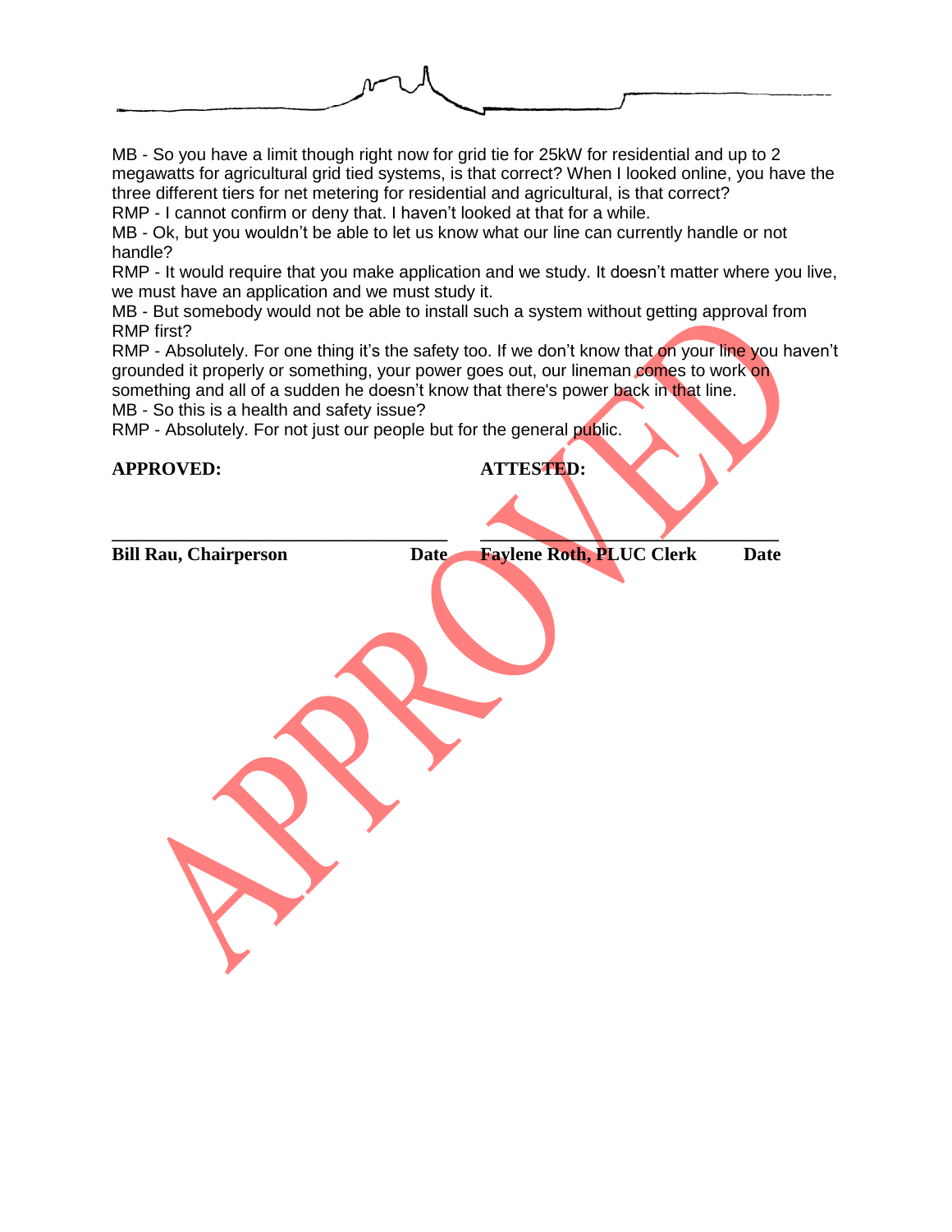MB - So you have a limit though right now for grid tie for 25kW for residential and up to 2 megawatts for agricultural grid tied systems, is that correct? When I looked online, you have the three different tiers for net metering for residential and agricultural, is that correct?
RMP - I cannot confirm or deny that. I haven't looked at that for a while.
MB - Ok, but you wouldn't be able to let us know what our line can currently handle or not handle?
RMP - It would require that you make application and we study. It doesn't matter where you live, we must have an application and we must study it.
MB - But somebody would not be able to install such a system without getting approval from RMP first?
RMP - Absolutely. For one thing it's the safety too. If we don't know that on your line you haven't grounded it properly or something, your power goes out, our lineman comes to work on something and all of a sudden he doesn't know that there's power back in that line.
MB - So this is a health and safety issue?
RMP - Absolutely. For not just our people but for the general public.

**APPROVED:** **ATTESTED:**

| | | | |
|---|---|---|---|
| **Bill Rau, Chairperson** | **Date** | **Faylene Roth, PLUC Clerk** | **Date** |

APPROVED